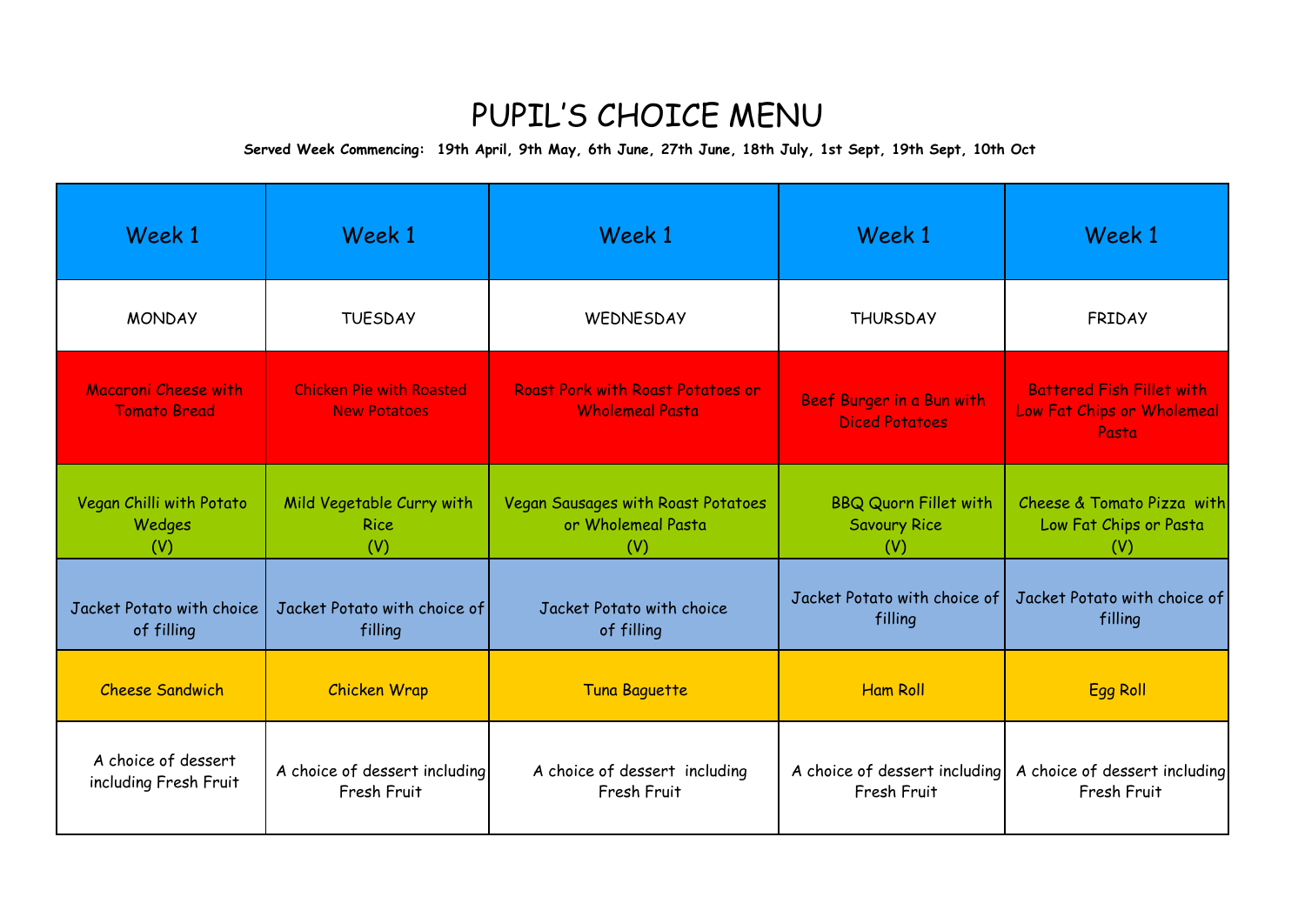# PUPIL'S CHOICE MENU

**Served Week Commencing: 19th April, 9th May, 6th June, 27th June, 18th July, 1st Sept, 19th Sept, 10th Oct**

| Week 1 | Week 1 | Week 1 | Week 1 | Week 1 |
|---|---|---|---|---|
| MONDAY | TUESDAY | WEDNESDAY | THURSDAY | FRIDAY |
| Macaroni Cheese with Tomato Bread | Chicken Pie with Roasted New Potatoes | Roast Pork with Roast Potatoes or Wholemeal Pasta | Beef Burger in a Bun with Diced Potatoes | Battered Fish Fillet with Low Fat Chips or Wholemeal Pasta |
| Vegan Chilli with Potato Wedges (V) | Mild Vegetable Curry with Rice (V) | Vegan Sausages with Roast Potatoes or Wholemeal Pasta (V) | BBQ Quorn Fillet with Savoury Rice (V) | Cheese & Tomato Pizza with Low Fat Chips or Pasta (V) |
| Jacket Potato with choice of filling | Jacket Potato with choice of filling | Jacket Potato with choice of filling | Jacket Potato with choice of filling | Jacket Potato with choice of filling |
| Cheese Sandwich | Chicken Wrap | Tuna Baguette | Ham Roll | Egg Roll |
| A choice of dessert including Fresh Fruit | A choice of dessert including Fresh Fruit | A choice of dessert including Fresh Fruit | A choice of dessert including Fresh Fruit | A choice of dessert including Fresh Fruit |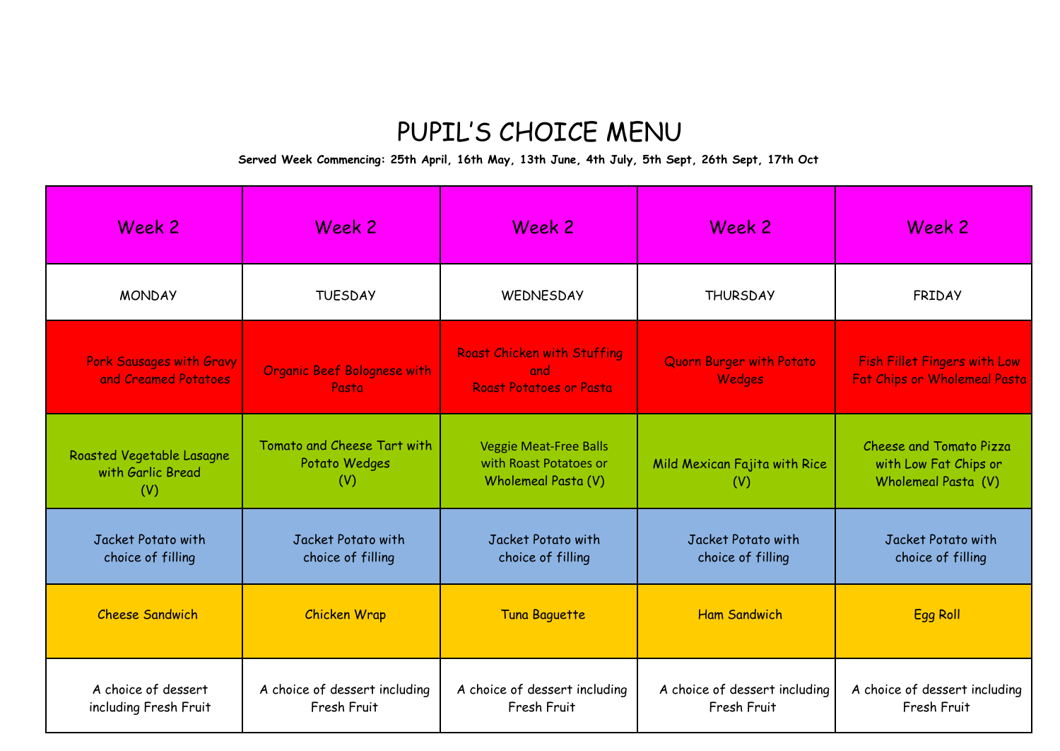# PUPIL'S CHOICE MENU

**Served Week Commencing: 25th April, 16th May, 13th June, 4th July, 5th Sept, 26th Sept, 17th Oct**

| Week 2 | Week 2 | Week 2 | Week 2 | Week 2 |
|---|---|---|---|---|
| MONDAY | TUESDAY | WEDNESDAY | THURSDAY | FRIDAY |
| Pork Sausages with Gravy and Creamed Potatoes | Organic Beef Bolognese with Pasta | Roast Chicken with Stuffing and Roast Potatoes or Pasta | Quorn Burger with Potato Wedges | Fish Fillet Fingers with Low Fat Chips or Wholemeal Pasta |
| Roasted Vegetable Lasagne with Garlic Bread (V) | Tomato and Cheese Tart with Potato Wedges (V) | Veggie Meat-Free Balls with Roast Potatoes or Wholemeal Pasta (V) | Mild Mexican Fajita with Rice (V) | Cheese and Tomato Pizza with Low Fat Chips or Wholemeal Pasta (V) |
| Jacket Potato with choice of filling | Jacket Potato with choice of filling | Jacket Potato with choice of filling | Jacket Potato with choice of filling | Jacket Potato with choice of filling |
| Cheese Sandwich | Chicken Wrap | Tuna Baguette | Ham Sandwich | Egg Roll |
| A choice of dessert including Fresh Fruit | A choice of dessert including Fresh Fruit | A choice of dessert including Fresh Fruit | A choice of dessert including Fresh Fruit | A choice of dessert including Fresh Fruit |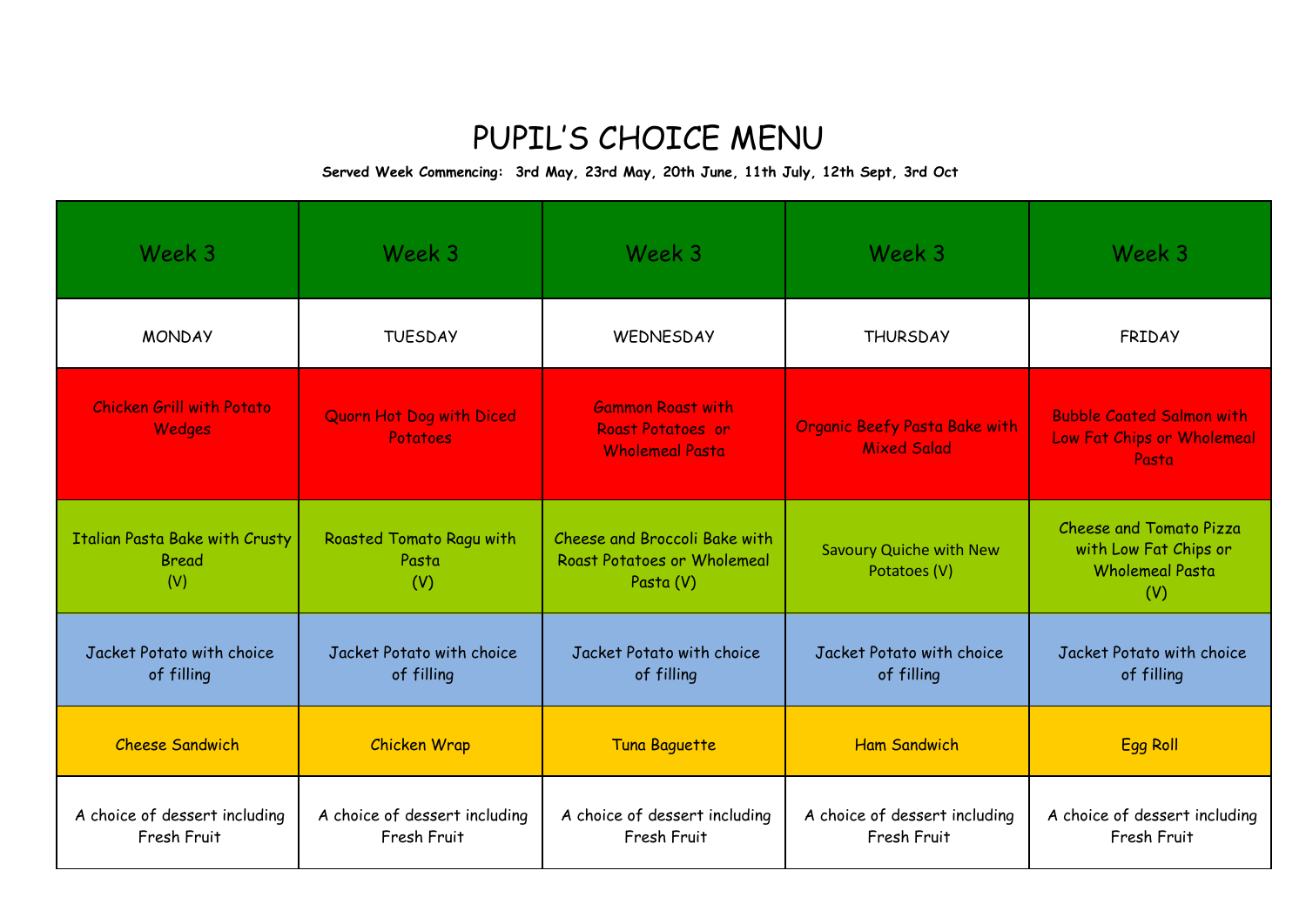# PUPIL'S CHOICE MENU

**Served Week Commencing: 3rd May, 23rd May, 20th June, 11th July, 12th Sept, 3rd Oct**

| Week 3 | Week 3 | Week 3 | Week 3 | Week 3 |
|---|---|---|---|---|
| MONDAY | TUESDAY | WEDNESDAY | THURSDAY | FRIDAY |
| Chicken Grill with Potato Wedges | Quorn Hot Dog with Diced Potatoes | Gammon Roast with Roast Potatoes or Wholemeal Pasta | Organic Beefy Pasta Bake with Mixed Salad | Bubble Coated Salmon with Low Fat Chips or Wholemeal Pasta |
| Italian Pasta Bake with Crusty Bread (V) | Roasted Tomato Ragu with Pasta (V) | Cheese and Broccoli Bake with Roast Potatoes or Wholemeal Pasta (V) | Savoury Quiche with New Potatoes (V) | Cheese and Tomato Pizza with Low Fat Chips or Wholemeal Pasta (V) |
| Jacket Potato with choice of filling | Jacket Potato with choice of filling | Jacket Potato with choice of filling | Jacket Potato with choice of filling | Jacket Potato with choice of filling |
| Cheese Sandwich | Chicken Wrap | Tuna Baguette | Ham Sandwich | Egg Roll |
| A choice of dessert including Fresh Fruit | A choice of dessert including Fresh Fruit | A choice of dessert including Fresh Fruit | A choice of dessert including Fresh Fruit | A choice of dessert including Fresh Fruit |